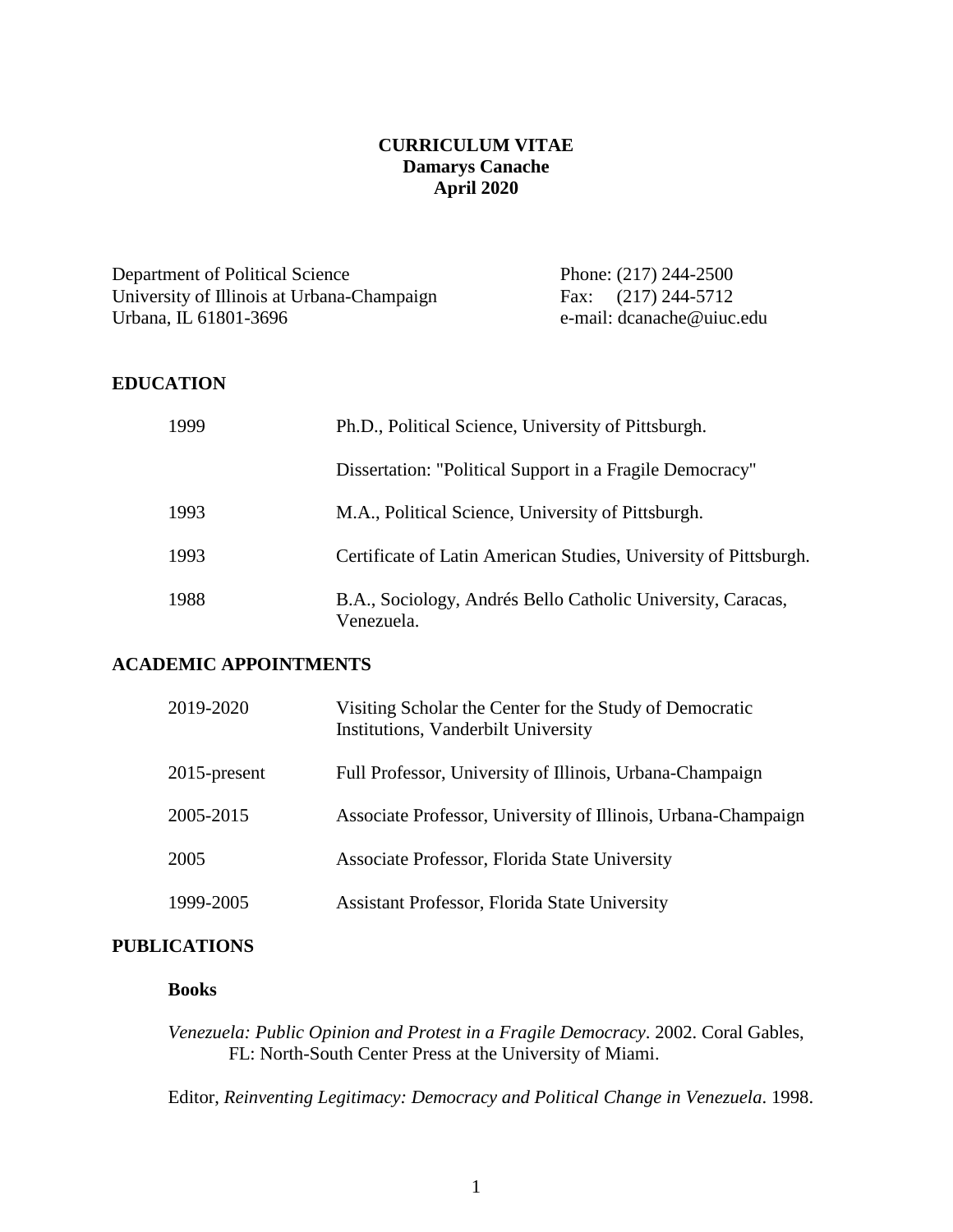**CURRICULUM VITAE**
**Damarys Canache**
**April 2020**

Department of Political Science
University of Illinois at Urbana-Champaign
Urbana, IL 61801-3696

Phone: (217) 244-2500
Fax: (217) 244-5712
e-mail: dcanache@uiuc.edu

## EDUCATION

| | |
|---|---|
| 1999 | Ph.D., Political Science, University of Pittsburgh. |
| | Dissertation: "Political Support in a Fragile Democracy" |
| 1993 | M.A., Political Science, University of Pittsburgh. |
| 1993 | Certificate of Latin American Studies, University of Pittsburgh. |
| 1988 | B.A., Sociology, Andrés Bello Catholic University, Caracas, Venezuela. |

## ACADEMIC APPOINTMENTS

| | |
|---|---|
| 2019-2020 | Visiting Scholar the Center for the Study of Democratic Institutions, Vanderbilt University |
| 2015-present | Full Professor, University of Illinois, Urbana-Champaign |
| 2005-2015 | Associate Professor, University of Illinois, Urbana-Champaign |
| 2005 | Associate Professor, Florida State University |
| 1999-2005 | Assistant Professor, Florida State University |

## PUBLICATIONS

### Books

*Venezuela: Public Opinion and Protest in a Fragile Democracy*. 2002. Coral Gables, FL: North-South Center Press at the University of Miami.

Editor, *Reinventing Legitimacy: Democracy and Political Change in Venezuela*. 1998.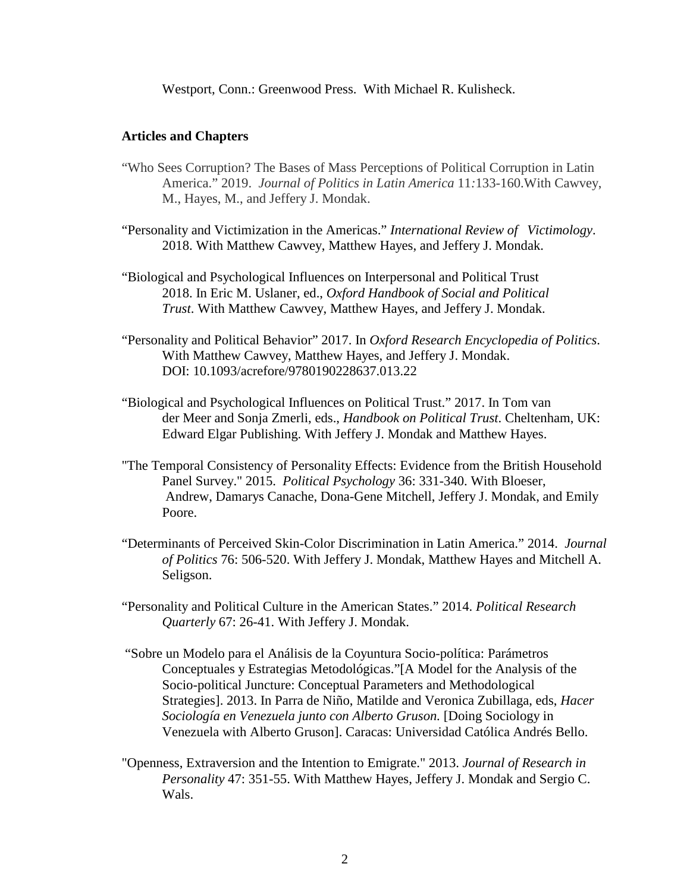Westport, Conn.: Greenwood Press. With Michael R. Kulisheck.

**Articles and Chapters**

"Who Sees Corruption? The Bases of Mass Perceptions of Political Corruption in Latin America." 2019. *Journal of Politics in Latin America* 11:133-160.With Cawvey, M., Hayes, M., and Jeffery J. Mondak.

"Personality and Victimization in the Americas." *International Review of Victimology*. 2018. With Matthew Cawvey, Matthew Hayes, and Jeffery J. Mondak.

"Biological and Psychological Influences on Interpersonal and Political Trust 2018. In Eric M. Uslaner, ed., *Oxford Handbook of Social and Political Trust*. With Matthew Cawvey, Matthew Hayes, and Jeffery J. Mondak.

"Personality and Political Behavior" 2017. In *Oxford Research Encyclopedia of Politics*. With Matthew Cawvey, Matthew Hayes, and Jeffery J. Mondak. DOI: 10.1093/acrefore/9780190228637.013.22

"Biological and Psychological Influences on Political Trust." 2017. In Tom van der Meer and Sonja Zmerli, eds., *Handbook on Political Trust*. Cheltenham, UK: Edward Elgar Publishing. With Jeffery J. Mondak and Matthew Hayes.

"The Temporal Consistency of Personality Effects: Evidence from the British Household Panel Survey." 2015. *Political Psychology* 36: 331-340. With Bloeser, Andrew, Damarys Canache, Dona-Gene Mitchell, Jeffery J. Mondak, and Emily Poore.

"Determinants of Perceived Skin-Color Discrimination in Latin America." 2014. *Journal of Politics* 76: 506-520. With Jeffery J. Mondak, Matthew Hayes and Mitchell A. Seligson.

"Personality and Political Culture in the American States." 2014. *Political Research Quarterly* 67: 26-41. With Jeffery J. Mondak.

"Sobre un Modelo para el Análisis de la Coyuntura Socio-política: Parámetros Conceptuales y Estrategias Metodológicas."[A Model for the Analysis of the Socio-political Juncture: Conceptual Parameters and Methodological Strategies]. 2013. In Parra de Niño, Matilde and Veronica Zubillaga, eds, *Hacer Sociología en Venezuela junto con Alberto Gruson.* [Doing Sociology in Venezuela with Alberto Gruson]. Caracas: Universidad Católica Andrés Bello.

"Openness, Extraversion and the Intention to Emigrate." 2013. *Journal of Research in Personality* 47: 351-55. With Matthew Hayes, Jeffery J. Mondak and Sergio C. Wals.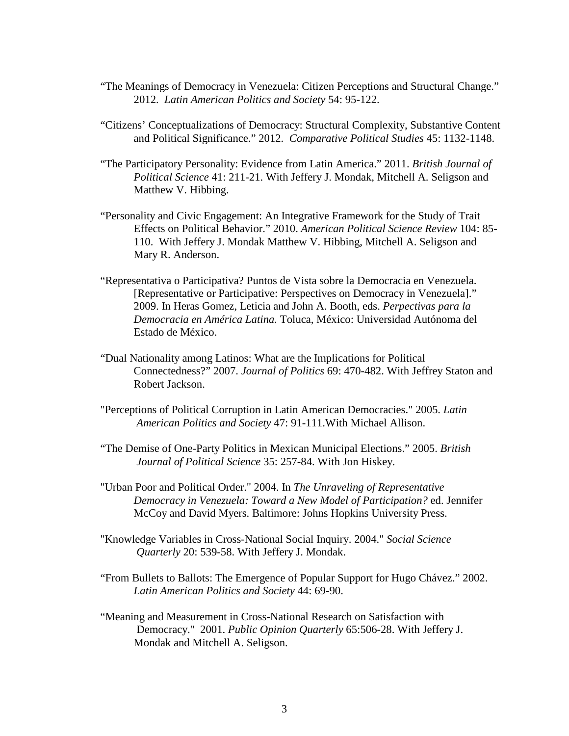"The Meanings of Democracy in Venezuela: Citizen Perceptions and Structural Change." 2012. *Latin American Politics and Society* 54: 95-122.

"Citizens' Conceptualizations of Democracy: Structural Complexity, Substantive Content and Political Significance." 2012. *Comparative Political Studies* 45: 1132-1148.

"The Participatory Personality: Evidence from Latin America." 2011. *British Journal of Political Science* 41: 211-21. With Jeffery J. Mondak, Mitchell A. Seligson and Matthew V. Hibbing.

"Personality and Civic Engagement: An Integrative Framework for the Study of Trait Effects on Political Behavior." 2010. *American Political Science Review* 104: 85-110. With Jeffery J. Mondak Matthew V. Hibbing, Mitchell A. Seligson and Mary R. Anderson.

"Representativa o Participativa? Puntos de Vista sobre la Democracia en Venezuela. [Representative or Participative: Perspectives on Democracy in Venezuela]." 2009. In Heras Gomez, Leticia and John A. Booth, eds. *Perpectivas para la Democracia en América Latina.* Toluca, México: Universidad Autónoma del Estado de México.

"Dual Nationality among Latinos: What are the Implications for Political Connectedness?" 2007. *Journal of Politics* 69: 470-482. With Jeffrey Staton and Robert Jackson.

"Perceptions of Political Corruption in Latin American Democracies." 2005. *Latin American Politics and Society* 47: 91-111.With Michael Allison.

"The Demise of One-Party Politics in Mexican Municipal Elections." 2005. *British Journal of Political Science* 35: 257-84. With Jon Hiskey.

"Urban Poor and Political Order." 2004. In *The Unraveling of Representative Democracy in Venezuela: Toward a New Model of Participation?* ed. Jennifer McCoy and David Myers. Baltimore: Johns Hopkins University Press.

"Knowledge Variables in Cross-National Social Inquiry. 2004." *Social Science Quarterly* 20: 539-58. With Jeffery J. Mondak.

"From Bullets to Ballots: The Emergence of Popular Support for Hugo Chávez." 2002. *Latin American Politics and Society* 44: 69-90.

"Meaning and Measurement in Cross-National Research on Satisfaction with Democracy." 2001. *Public Opinion Quarterly* 65:506-28. With Jeffery J. Mondak and Mitchell A. Seligson.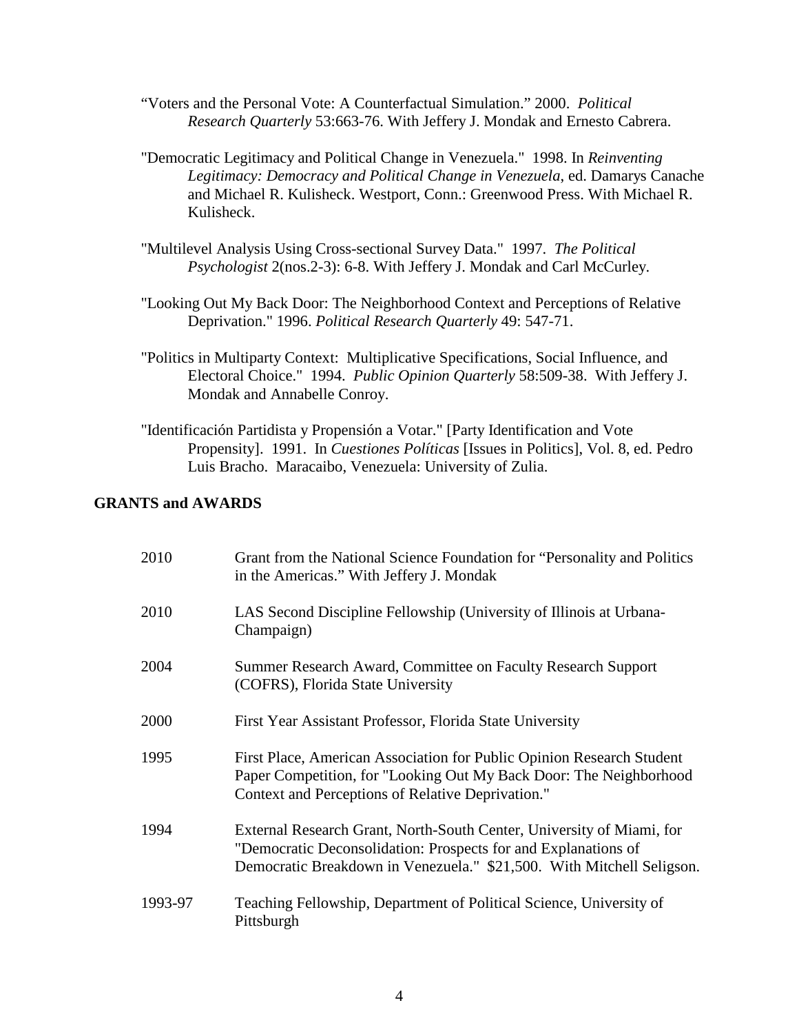"Voters and the Personal Vote: A Counterfactual Simulation." 2000. *Political Research Quarterly* 53:663-76. With Jeffery J. Mondak and Ernesto Cabrera.

"Democratic Legitimacy and Political Change in Venezuela." 1998. In *Reinventing Legitimacy: Democracy and Political Change in Venezuela*, ed. Damarys Canache and Michael R. Kulisheck. Westport, Conn.: Greenwood Press. With Michael R. Kulisheck.

"Multilevel Analysis Using Cross-sectional Survey Data." 1997. *The Political Psychologist* 2(nos.2-3): 6-8. With Jeffery J. Mondak and Carl McCurley.

"Looking Out My Back Door: The Neighborhood Context and Perceptions of Relative Deprivation." 1996. *Political Research Quarterly* 49: 547-71.

"Politics in Multiparty Context: Multiplicative Specifications, Social Influence, and Electoral Choice." 1994. *Public Opinion Quarterly* 58:509-38. With Jeffery J. Mondak and Annabelle Conroy.

"Identificación Partidista y Propensión a Votar." [Party Identification and Vote Propensity]. 1991. In *Cuestiones Políticas* [Issues in Politics], Vol. 8, ed. Pedro Luis Bracho. Maracaibo, Venezuela: University of Zulia.

## GRANTS and AWARDS

| | |
|---|---|
| 2010 | Grant from the National Science Foundation for "Personality and Politics in the Americas." With Jeffery J. Mondak |
| 2010 | LAS Second Discipline Fellowship (University of Illinois at Urbana-Champaign) |
| 2004 | Summer Research Award, Committee on Faculty Research Support (COFRS), Florida State University |
| 2000 | First Year Assistant Professor, Florida State University |
| 1995 | First Place, American Association for Public Opinion Research Student Paper Competition, for "Looking Out My Back Door: The Neighborhood Context and Perceptions of Relative Deprivation." |
| 1994 | External Research Grant, North-South Center, University of Miami, for "Democratic Deconsolidation: Prospects for and Explanations of Democratic Breakdown in Venezuela." $21,500. With Mitchell Seligson. |
| 1993-97 | Teaching Fellowship, Department of Political Science, University of Pittsburgh |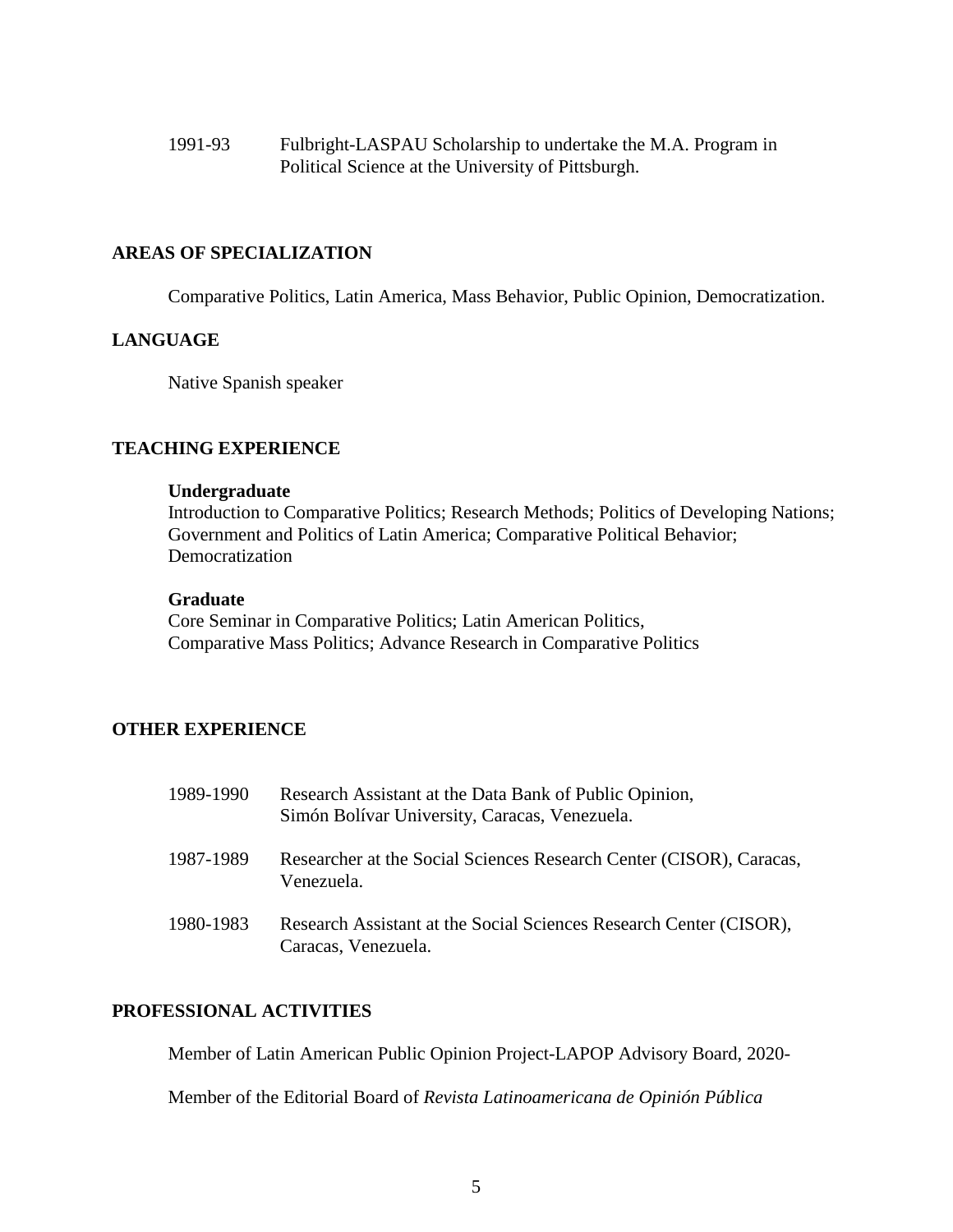1991-93 Fulbright-LASPAU Scholarship to undertake the M.A. Program in Political Science at the University of Pittsburgh.

## AREAS OF SPECIALIZATION

Comparative Politics, Latin America, Mass Behavior, Public Opinion, Democratization.

## LANGUAGE

Native Spanish speaker

## TEACHING EXPERIENCE

**Undergraduate**
Introduction to Comparative Politics; Research Methods; Politics of Developing Nations; Government and Politics of Latin America; Comparative Political Behavior; Democratization

**Graduate**
Core Seminar in Comparative Politics; Latin American Politics, Comparative Mass Politics; Advance Research in Comparative Politics

## OTHER EXPERIENCE

1989-1990 Research Assistant at the Data Bank of Public Opinion, Simón Bolívar University, Caracas, Venezuela.

1987-1989 Researcher at the Social Sciences Research Center (CISOR), Caracas, Venezuela.

1980-1983 Research Assistant at the Social Sciences Research Center (CISOR), Caracas, Venezuela.

## PROFESSIONAL ACTIVITIES

Member of Latin American Public Opinion Project-LAPOP Advisory Board, 2020-

Member of the Editorial Board of *Revista Latinoamericana de Opinión Pública*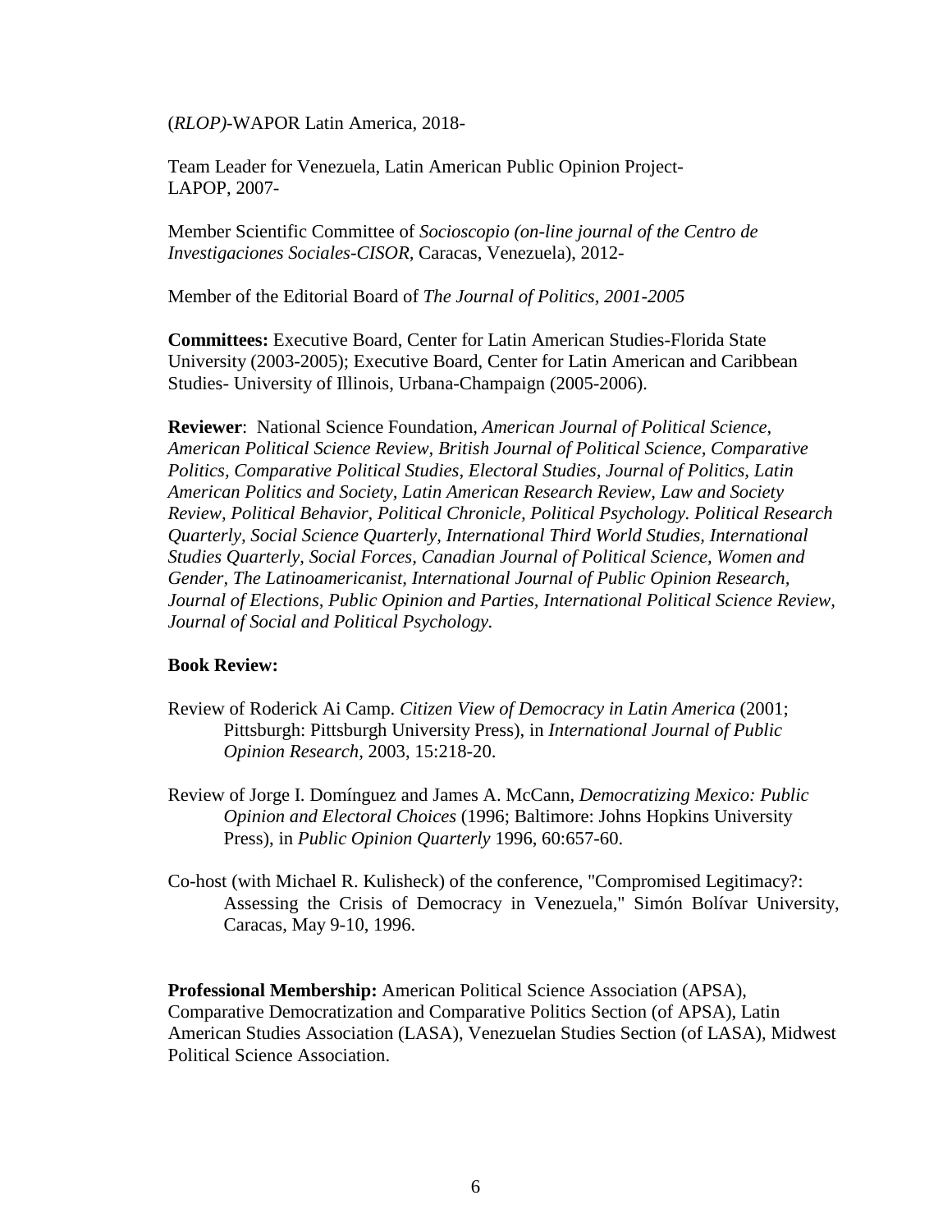(*RLOP)*-WAPOR Latin America, 2018-

Team Leader for Venezuela, Latin American Public Opinion Project-LAPOP, 2007-

Member Scientific Committee of *Socioscopio (on-line journal of the Centro de Investigaciones Sociales-CISOR,* Caracas, Venezuela), 2012-

Member of the Editorial Board of *The Journal of Politics, 2001-2005*

**Committees:** Executive Board, Center for Latin American Studies-Florida State University (2003-2005); Executive Board, Center for Latin American and Caribbean Studies- University of Illinois, Urbana-Champaign (2005-2006).

**Reviewer**: National Science Foundation, *American Journal of Political Science, American Political Science Review, British Journal of Political Science, Comparative Politics, Comparative Political Studies, Electoral Studies, Journal of Politics, Latin American Politics and Society, Latin American Research Review, Law and Society Review, Political Behavior, Political Chronicle, Political Psychology. Political Research Quarterly, Social Science Quarterly, International Third World Studies, International Studies Quarterly, Social Forces, Canadian Journal of Political Science, Women and Gender, The Latinoamericanist, International Journal of Public Opinion Research, Journal of Elections, Public Opinion and Parties, International Political Science Review, Journal of Social and Political Psychology.*

**Book Review:**

Review of Roderick Ai Camp. *Citizen View of Democracy in Latin America* (2001; Pittsburgh: Pittsburgh University Press), in *International Journal of Public Opinion Research,* 2003, 15:218-20.

Review of Jorge I. Domínguez and James A. McCann, *Democratizing Mexico: Public Opinion and Electoral Choices* (1996; Baltimore: Johns Hopkins University Press), in *Public Opinion Quarterly* 1996, 60:657-60.

Co-host (with Michael R. Kulisheck) of the conference, "Compromised Legitimacy?: Assessing the Crisis of Democracy in Venezuela," Simón Bolívar University, Caracas, May 9-10, 1996.

**Professional Membership:** American Political Science Association (APSA), Comparative Democratization and Comparative Politics Section (of APSA), Latin American Studies Association (LASA), Venezuelan Studies Section (of LASA), Midwest Political Science Association.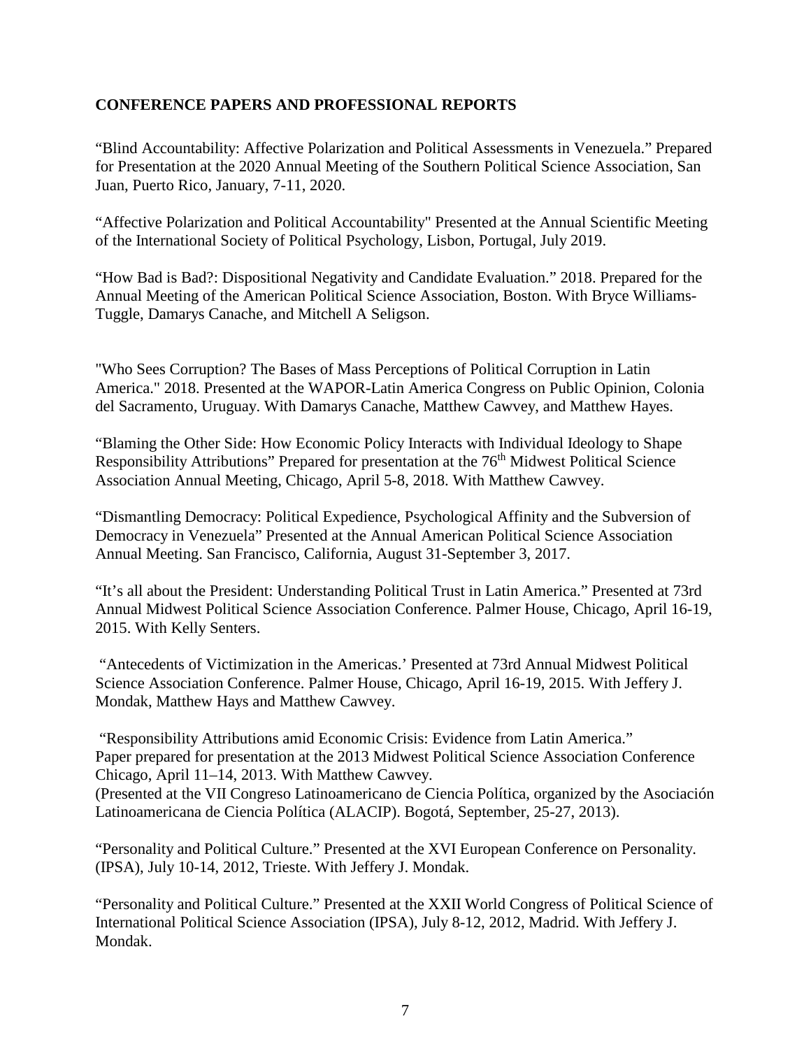**CONFERENCE PAPERS AND PROFESSIONAL REPORTS**

"Blind Accountability: Affective Polarization and Political Assessments in Venezuela." Prepared for Presentation at the 2020 Annual Meeting of the Southern Political Science Association, San Juan, Puerto Rico, January, 7-11, 2020.

"Affective Polarization and Political Accountability" Presented at the Annual Scientific Meeting of the International Society of Political Psychology, Lisbon, Portugal, July 2019.

"How Bad is Bad?: Dispositional Negativity and Candidate Evaluation." 2018. Prepared for the Annual Meeting of the American Political Science Association, Boston. With Bryce Williams-Tuggle, Damarys Canache, and Mitchell A Seligson.

"Who Sees Corruption? The Bases of Mass Perceptions of Political Corruption in Latin America." 2018. Presented at the WAPOR-Latin America Congress on Public Opinion, Colonia del Sacramento, Uruguay. With Damarys Canache, Matthew Cawvey, and Matthew Hayes.

"Blaming the Other Side: How Economic Policy Interacts with Individual Ideology to Shape Responsibility Attributions" Prepared for presentation at the 76th Midwest Political Science Association Annual Meeting, Chicago, April 5-8, 2018. With Matthew Cawvey.

"Dismantling Democracy: Political Expedience, Psychological Affinity and the Subversion of Democracy in Venezuela" Presented at the Annual American Political Science Association Annual Meeting. San Francisco, California, August 31-September 3, 2017.

"It's all about the President: Understanding Political Trust in Latin America." Presented at 73rd Annual Midwest Political Science Association Conference. Palmer House, Chicago, April 16-19, 2015. With Kelly Senters.

"Antecedents of Victimization in the Americas.' Presented at 73rd Annual Midwest Political Science Association Conference. Palmer House, Chicago, April 16-19, 2015. With Jeffery J. Mondak, Matthew Hays and Matthew Cawvey.

"Responsibility Attributions amid Economic Crisis: Evidence from Latin America." Paper prepared for presentation at the 2013 Midwest Political Science Association Conference Chicago, April 11–14, 2013. With Matthew Cawvey.
(Presented at the VII Congreso Latinoamericano de Ciencia Política, organized by the Asociación Latinoamericana de Ciencia Política (ALACIP). Bogotá, September, 25-27, 2013).

"Personality and Political Culture." Presented at the XVI European Conference on Personality. (IPSA), July 10-14, 2012, Trieste. With Jeffery J. Mondak.

"Personality and Political Culture." Presented at the XXII World Congress of Political Science of International Political Science Association (IPSA), July 8-12, 2012, Madrid. With Jeffery J. Mondak.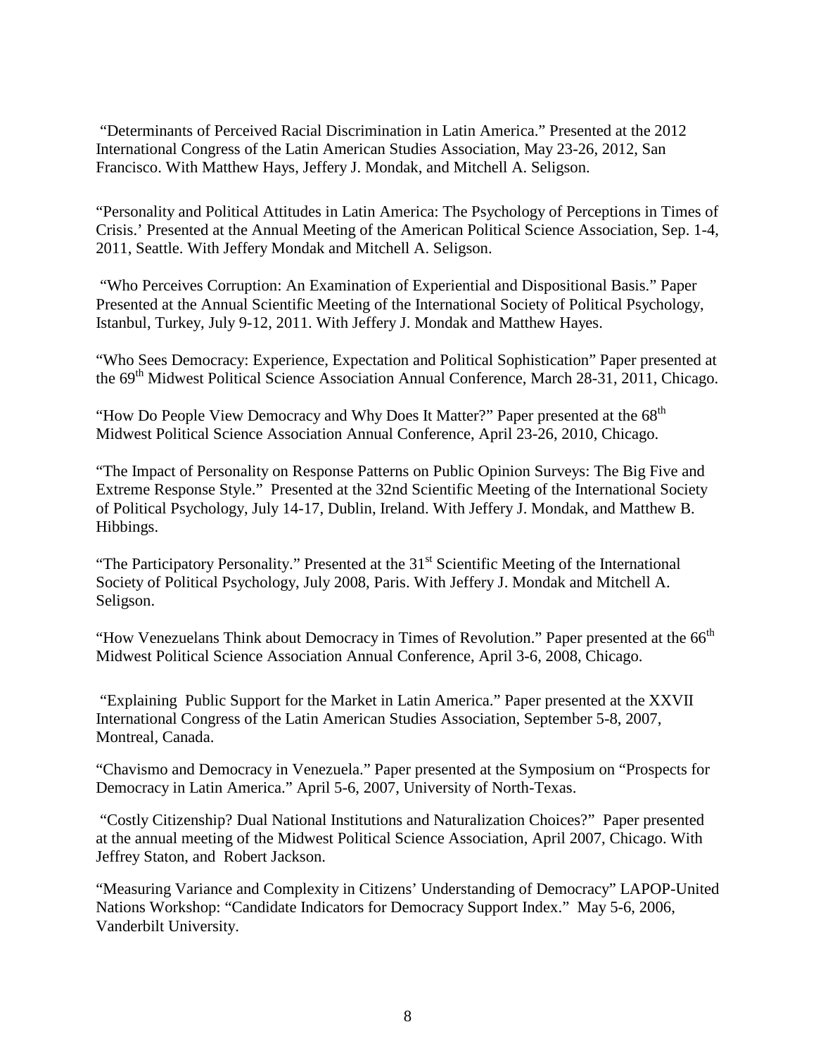"Determinants of Perceived Racial Discrimination in Latin America." Presented at the 2012 International Congress of the Latin American Studies Association, May 23-26, 2012, San Francisco. With Matthew Hays, Jeffery J. Mondak, and Mitchell A. Seligson.

"Personality and Political Attitudes in Latin America: The Psychology of Perceptions in Times of Crisis.' Presented at the Annual Meeting of the American Political Science Association, Sep. 1-4, 2011, Seattle. With Jeffery Mondak and Mitchell A. Seligson.

"Who Perceives Corruption: An Examination of Experiential and Dispositional Basis." Paper Presented at the Annual Scientific Meeting of the International Society of Political Psychology, Istanbul, Turkey, July 9-12, 2011. With Jeffery J. Mondak and Matthew Hayes.

"Who Sees Democracy: Experience, Expectation and Political Sophistication" Paper presented at the 69th Midwest Political Science Association Annual Conference, March 28-31, 2011, Chicago.

"How Do People View Democracy and Why Does It Matter?" Paper presented at the 68th Midwest Political Science Association Annual Conference, April 23-26, 2010, Chicago.

"The Impact of Personality on Response Patterns on Public Opinion Surveys: The Big Five and Extreme Response Style." Presented at the 32nd Scientific Meeting of the International Society of Political Psychology, July 14-17, Dublin, Ireland. With Jeffery J. Mondak, and Matthew B. Hibbings.

"The Participatory Personality." Presented at the 31st Scientific Meeting of the International Society of Political Psychology, July 2008, Paris. With Jeffery J. Mondak and Mitchell A. Seligson.

"How Venezuelans Think about Democracy in Times of Revolution." Paper presented at the 66th Midwest Political Science Association Annual Conference, April 3-6, 2008, Chicago.

"Explaining Public Support for the Market in Latin America." Paper presented at the XXVII International Congress of the Latin American Studies Association, September 5-8, 2007, Montreal, Canada.

"Chavismo and Democracy in Venezuela." Paper presented at the Symposium on "Prospects for Democracy in Latin America." April 5-6, 2007, University of North-Texas.

"Costly Citizenship? Dual National Institutions and Naturalization Choices?" Paper presented at the annual meeting of the Midwest Political Science Association, April 2007, Chicago. With Jeffrey Staton, and Robert Jackson.

"Measuring Variance and Complexity in Citizens' Understanding of Democracy" LAPOP-United Nations Workshop: "Candidate Indicators for Democracy Support Index." May 5-6, 2006, Vanderbilt University.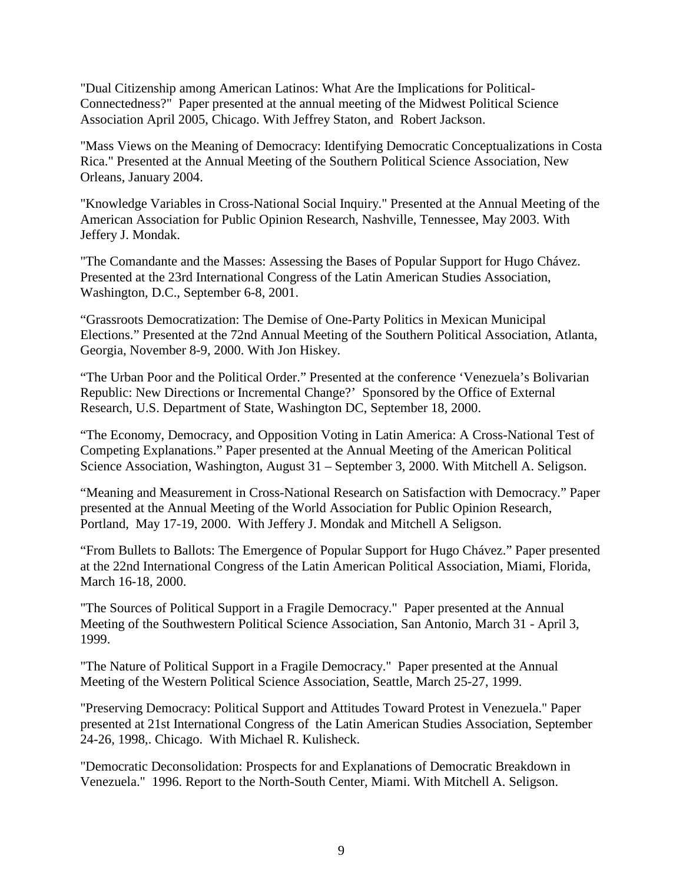"Dual Citizenship among American Latinos: What Are the Implications for Political-Connectedness?" Paper presented at the annual meeting of the Midwest Political Science Association April 2005, Chicago. With Jeffrey Staton, and Robert Jackson.

"Mass Views on the Meaning of Democracy: Identifying Democratic Conceptualizations in Costa Rica." Presented at the Annual Meeting of the Southern Political Science Association, New Orleans, January 2004.

"Knowledge Variables in Cross-National Social Inquiry." Presented at the Annual Meeting of the American Association for Public Opinion Research, Nashville, Tennessee, May 2003. With Jeffery J. Mondak.

"The Comandante and the Masses: Assessing the Bases of Popular Support for Hugo Chávez. Presented at the 23rd International Congress of the Latin American Studies Association, Washington, D.C., September 6-8, 2001.

"Grassroots Democratization: The Demise of One-Party Politics in Mexican Municipal Elections." Presented at the 72nd Annual Meeting of the Southern Political Association, Atlanta, Georgia, November 8-9, 2000. With Jon Hiskey.

"The Urban Poor and the Political Order." Presented at the conference 'Venezuela's Bolivarian Republic: New Directions or Incremental Change?' Sponsored by the Office of External Research, U.S. Department of State, Washington DC, September 18, 2000.

"The Economy, Democracy, and Opposition Voting in Latin America: A Cross-National Test of Competing Explanations." Paper presented at the Annual Meeting of the American Political Science Association, Washington, August 31 – September 3, 2000. With Mitchell A. Seligson.

"Meaning and Measurement in Cross-National Research on Satisfaction with Democracy." Paper presented at the Annual Meeting of the World Association for Public Opinion Research, Portland, May 17-19, 2000. With Jeffery J. Mondak and Mitchell A Seligson.

"From Bullets to Ballots: The Emergence of Popular Support for Hugo Chávez." Paper presented at the 22nd International Congress of the Latin American Political Association, Miami, Florida, March 16-18, 2000.

"The Sources of Political Support in a Fragile Democracy." Paper presented at the Annual Meeting of the Southwestern Political Science Association, San Antonio, March 31 - April 3, 1999.

"The Nature of Political Support in a Fragile Democracy." Paper presented at the Annual Meeting of the Western Political Science Association, Seattle, March 25-27, 1999.

"Preserving Democracy: Political Support and Attitudes Toward Protest in Venezuela." Paper presented at 21st International Congress of the Latin American Studies Association, September 24-26, 1998,. Chicago. With Michael R. Kulisheck.

"Democratic Deconsolidation: Prospects for and Explanations of Democratic Breakdown in Venezuela." 1996. Report to the North-South Center, Miami. With Mitchell A. Seligson.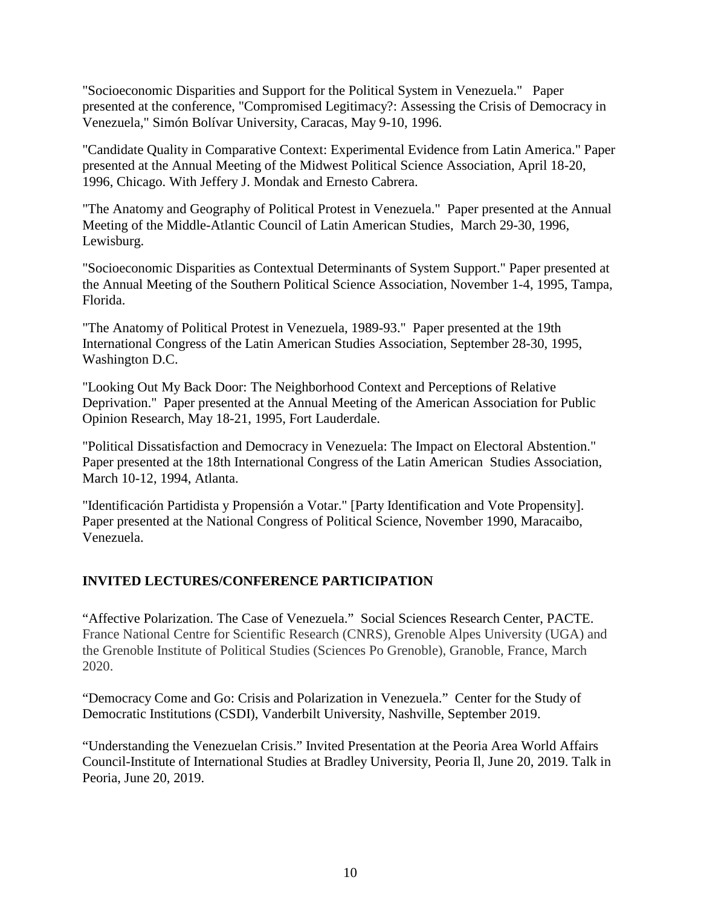"Socioeconomic Disparities and Support for the Political System in Venezuela." Paper presented at the conference, "Compromised Legitimacy?: Assessing the Crisis of Democracy in Venezuela," Simón Bolívar University, Caracas, May 9-10, 1996.

"Candidate Quality in Comparative Context: Experimental Evidence from Latin America." Paper presented at the Annual Meeting of the Midwest Political Science Association, April 18-20, 1996, Chicago. With Jeffery J. Mondak and Ernesto Cabrera.

"The Anatomy and Geography of Political Protest in Venezuela." Paper presented at the Annual Meeting of the Middle-Atlantic Council of Latin American Studies, March 29-30, 1996, Lewisburg.

"Socioeconomic Disparities as Contextual Determinants of System Support." Paper presented at the Annual Meeting of the Southern Political Science Association, November 1-4, 1995, Tampa, Florida.

"The Anatomy of Political Protest in Venezuela, 1989-93." Paper presented at the 19th International Congress of the Latin American Studies Association, September 28-30, 1995, Washington D.C.

"Looking Out My Back Door: The Neighborhood Context and Perceptions of Relative Deprivation." Paper presented at the Annual Meeting of the American Association for Public Opinion Research, May 18-21, 1995, Fort Lauderdale.

"Political Dissatisfaction and Democracy in Venezuela: The Impact on Electoral Abstention." Paper presented at the 18th International Congress of the Latin American Studies Association, March 10-12, 1994, Atlanta.

"Identificación Partidista y Propensión a Votar." [Party Identification and Vote Propensity]. Paper presented at the National Congress of Political Science, November 1990, Maracaibo, Venezuela.

## INVITED LECTURES/CONFERENCE PARTICIPATION

"Affective Polarization. The Case of Venezuela." Social Sciences Research Center, PACTE. France National Centre for Scientific Research (CNRS), Grenoble Alpes University (UGA) and the Grenoble Institute of Political Studies (Sciences Po Grenoble), Granoble, France, March 2020.

"Democracy Come and Go: Crisis and Polarization in Venezuela." Center for the Study of Democratic Institutions (CSDI), Vanderbilt University, Nashville, September 2019.

"Understanding the Venezuelan Crisis." Invited Presentation at the Peoria Area World Affairs Council-Institute of International Studies at Bradley University, Peoria Il, June 20, 2019. Talk in Peoria, June 20, 2019.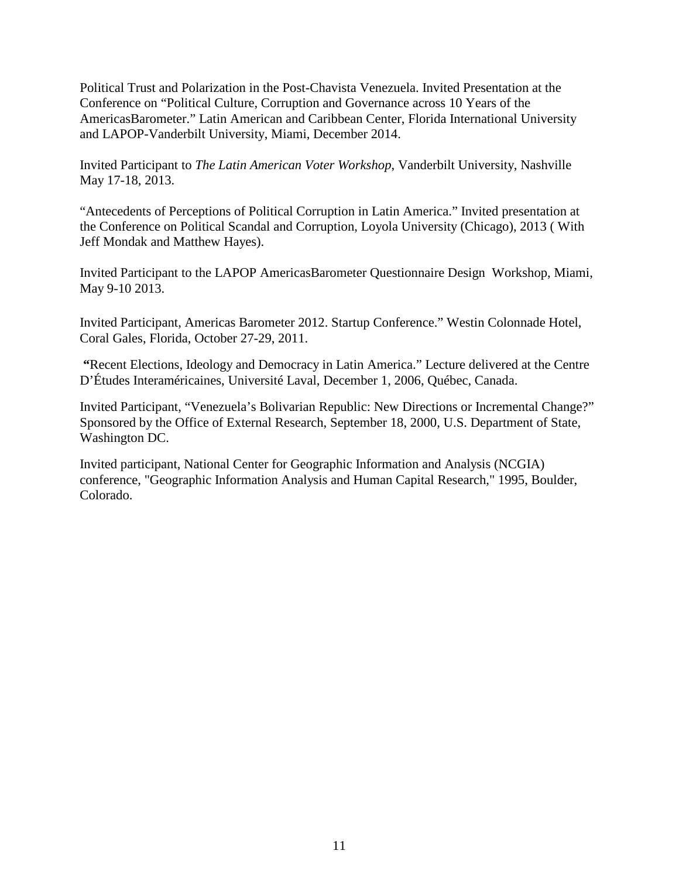Political Trust and Polarization in the Post-Chavista Venezuela. Invited Presentation at the Conference on "Political Culture, Corruption and Governance across 10 Years of the AmericasBarometer." Latin American and Caribbean Center, Florida International University and LAPOP-Vanderbilt University, Miami, December 2014.

Invited Participant to *The Latin American Voter Workshop*, Vanderbilt University, Nashville May 17-18, 2013.

"Antecedents of Perceptions of Political Corruption in Latin America." Invited presentation at the Conference on Political Scandal and Corruption, Loyola University (Chicago), 2013 ( With Jeff Mondak and Matthew Hayes).

Invited Participant to the LAPOP AmericasBarometer Questionnaire Design Workshop, Miami, May 9-10 2013.

Invited Participant, Americas Barometer 2012. Startup Conference." Westin Colonnade Hotel, Coral Gales, Florida, October 27-29, 2011.

**"**Recent Elections, Ideology and Democracy in Latin America." Lecture delivered at the Centre D'Études Interaméricaines, Université Laval, December 1, 2006, Québec, Canada.

Invited Participant, "Venezuela's Bolivarian Republic: New Directions or Incremental Change?" Sponsored by the Office of External Research, September 18, 2000, U.S. Department of State, Washington DC.

Invited participant, National Center for Geographic Information and Analysis (NCGIA) conference, "Geographic Information Analysis and Human Capital Research," 1995, Boulder, Colorado.